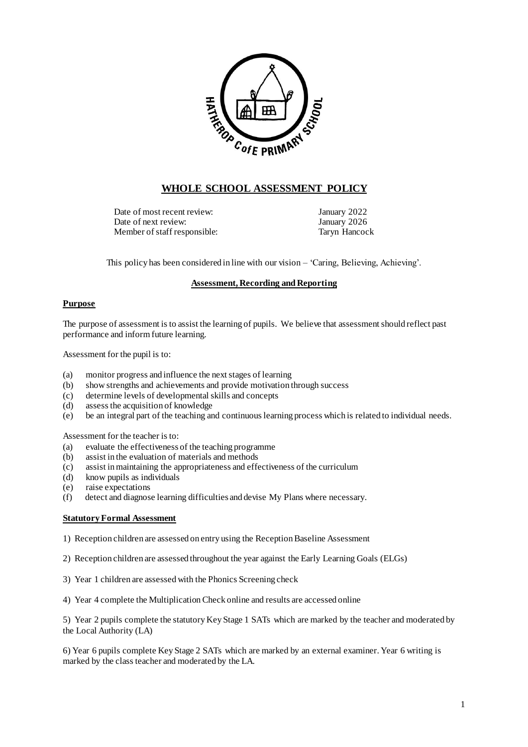# WHOLE SCHOOL ASSESSMENT POLICY

| | |
|---|---|
| Date of most recent review: | January 2022 |
| Date of next review: | January 2026 |
| Member of staff responsible: | Taryn Hancock |

This policy has been considered in line with our vision – 'Caring, Believing, Achieving'.

## Assessment, Recording and Reporting

### Purpose

The purpose of assessment is to assist the learning of pupils. We believe that assessment should reflect past performance and inform future learning.

Assessment for the pupil is to:

(a) monitor progress and influence the next stages of learning
(b) show strengths and achievements and provide motivation through success
(c) determine levels of developmental skills and concepts
(d) assess the acquisition of knowledge
(e) be an integral part of the teaching and continuous learning process which is related to individual needs.

Assessment for the teacher is to:

(a) evaluate the effectiveness of the teaching programme
(b) assist in the evaluation of materials and methods
(c) assist in maintaining the appropriateness and effectiveness of the curriculum
(d) know pupils as individuals
(e) raise expectations
(f) detect and diagnose learning difficulties and devise My Plans where necessary.

### Statutory Formal Assessment

1) Reception children are assessed on entry using the Reception Baseline Assessment

2) Reception children are assessed throughout the year against the Early Learning Goals (ELGs)

3) Year 1 children are assessed with the Phonics Screening check

4) Year 4 complete the Multiplication Check online and results are accessed online

5) Year 2 pupils complete the statutory Key Stage 1 SATs which are marked by the teacher and moderated by the Local Authority (LA)

6) Year 6 pupils complete Key Stage 2 SATs which are marked by an external examiner. Year 6 writing is marked by the class teacher and moderated by the LA.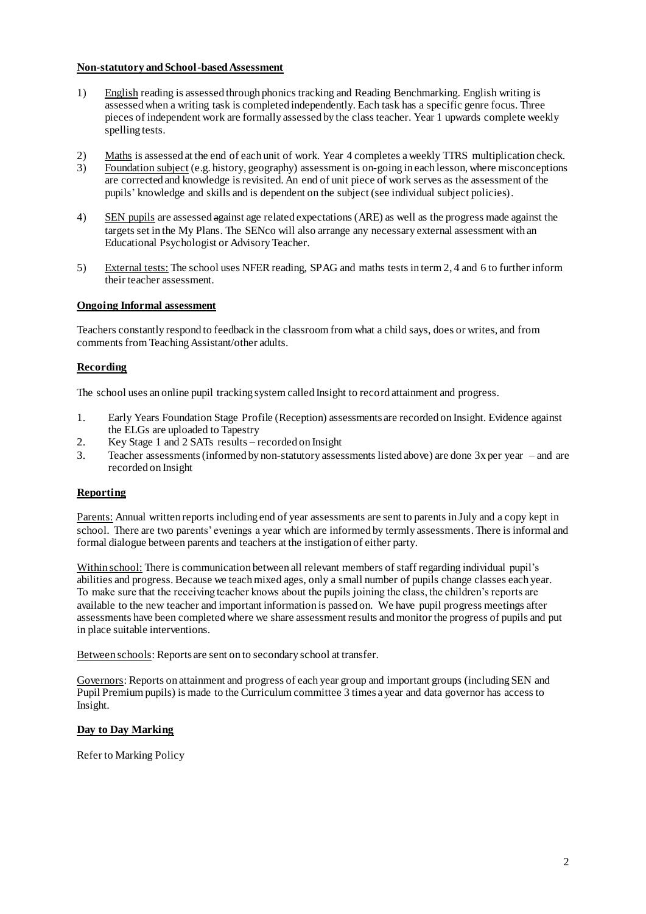## Non-statutory and School-based Assessment

1) English reading is assessed through phonics tracking and Reading Benchmarking. English writing is assessed when a writing task is completed independently. Each task has a specific genre focus. Three pieces of independent work are formally assessed by the class teacher. Year 1 upwards complete weekly spelling tests.

2) Maths is assessed at the end of each unit of work. Year 4 completes a weekly TTRS multiplication check.

3) Foundation subject (e.g. history, geography) assessment is on-going in each lesson, where misconceptions are corrected and knowledge is revisited. An end of unit piece of work serves as the assessment of the pupils' knowledge and skills and is dependent on the subject (see individual subject policies).

4) SEN pupils are assessed against age related expectations (ARE) as well as the progress made against the targets set in the My Plans. The SENco will also arrange any necessary external assessment with an Educational Psychologist or Advisory Teacher.

5) External tests: The school uses NFER reading, SPAG and maths tests in term 2, 4 and 6 to further inform their teacher assessment.

## Ongoing Informal assessment

Teachers constantly respond to feedback in the classroom from what a child says, does or writes, and from comments from Teaching Assistant/other adults.

## Recording

The school uses an online pupil tracking system called Insight to record attainment and progress.

1. Early Years Foundation Stage Profile (Reception) assessments are recorded on Insight. Evidence against the ELGs are uploaded to Tapestry
2. Key Stage 1 and 2 SATs results – recorded on Insight
3. Teacher assessments (informed by non-statutory assessments listed above) are done 3x per year – and are recorded on Insight

## Reporting

Parents: Annual written reports including end of year assessments are sent to parents in July and a copy kept in school. There are two parents' evenings a year which are informed by termly assessments. There is informal and formal dialogue between parents and teachers at the instigation of either party.

Within school: There is communication between all relevant members of staff regarding individual pupil's abilities and progress. Because we teach mixed ages, only a small number of pupils change classes each year. To make sure that the receiving teacher knows about the pupils joining the class, the children's reports are available to the new teacher and important information is passed on. We have pupil progress meetings after assessments have been completed where we share assessment results and monitor the progress of pupils and put in place suitable interventions.

Between schools: Reports are sent on to secondary school at transfer.

Governors: Reports on attainment and progress of each year group and important groups (including SEN and Pupil Premium pupils) is made to the Curriculum committee 3 times a year and data governor has access to Insight.

## Day to Day Marking

Refer to Marking Policy